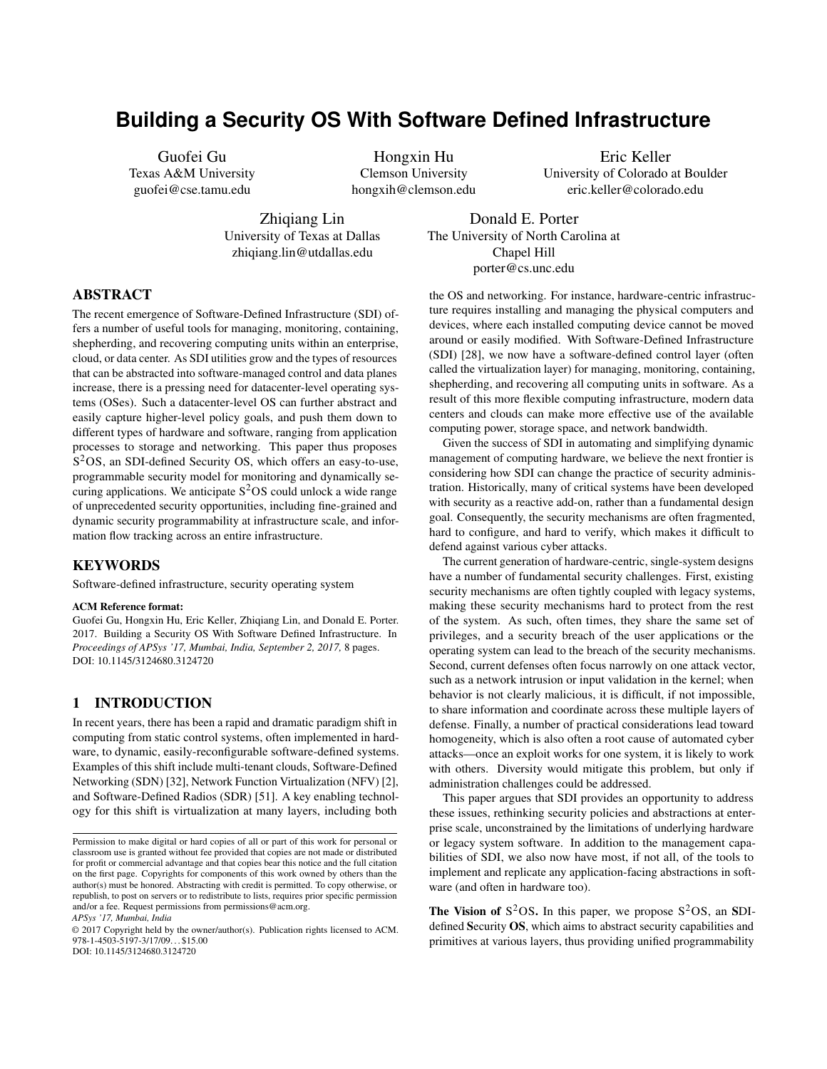# Building a Security OS With Software Defined Infrastructure

Guofei Gu
Texas A&M University
guofei@cse.tamu.edu

Hongxin Hu
Clemson University
hongxih@clemson.edu

Eric Keller
University of Colorado at Boulder
eric.keller@colorado.edu

Zhiqiang Lin
University of Texas at Dallas
zhiqiang.lin@utdallas.edu

Donald E. Porter
The University of North Carolina at Chapel Hill
porter@cs.unc.edu

## ABSTRACT

The recent emergence of Software-Defined Infrastructure (SDI) offers a number of useful tools for managing, monitoring, containing, shepherding, and recovering computing units within an enterprise, cloud, or data center. As SDI utilities grow and the types of resources that can be abstracted into software-managed control and data planes increase, there is a pressing need for datacenter-level operating systems (OSes). Such a datacenter-level OS can further abstract and easily capture higher-level policy goals, and push them down to different types of hardware and software, ranging from application processes to storage and networking. This paper thus proposes $S^2$OS, an SDI-defined Security OS, which offers an easy-to-use, programmable security model for monitoring and dynamically securing applications. We anticipate $S^2$OS could unlock a wide range of unprecedented security opportunities, including fine-grained and dynamic security programmability at infrastructure scale, and information flow tracking across an entire infrastructure.

## KEYWORDS

Software-defined infrastructure, security operating system

**ACM Reference format:**
Guofei Gu, Hongxin Hu, Eric Keller, Zhiqiang Lin, and Donald E. Porter. 2017. Building a Security OS With Software Defined Infrastructure. In *Proceedings of APSys '17, Mumbai, India, September 2, 2017,* 8 pages. DOI: 10.1145/3124680.3124720

## 1 INTRODUCTION

In recent years, there has been a rapid and dramatic paradigm shift in computing from static control systems, often implemented in hardware, to dynamic, easily-reconfigurable software-defined systems. Examples of this shift include multi-tenant clouds, Software-Defined Networking (SDN) [32], Network Function Virtualization (NFV) [2], and Software-Defined Radios (SDR) [51]. A key enabling technology for this shift is virtualization at many layers, including both the OS and networking. For instance, hardware-centric infrastructure requires installing and managing the physical computers and devices, where each installed computing device cannot be moved around or easily modified. With Software-Defined Infrastructure (SDI) [28], we now have a software-defined control layer (often called the virtualization layer) for managing, monitoring, containing, shepherding, and recovering all computing units in software. As a result of this more flexible computing infrastructure, modern data centers and clouds can make more effective use of the available computing power, storage space, and network bandwidth.

Given the success of SDI in automating and simplifying dynamic management of computing hardware, we believe the next frontier is considering how SDI can change the practice of security administration. Historically, many of critical systems have been developed with security as a reactive add-on, rather than a fundamental design goal. Consequently, the security mechanisms are often fragmented, hard to configure, and hard to verify, which makes it difficult to defend against various cyber attacks.

The current generation of hardware-centric, single-system designs have a number of fundamental security challenges. First, existing security mechanisms are often tightly coupled with legacy systems, making these security mechanisms hard to protect from the rest of the system. As such, often times, they share the same set of privileges, and a security breach of the user applications or the operating system can lead to the breach of the security mechanisms. Second, current defenses often focus narrowly on one attack vector, such as a network intrusion or input validation in the kernel; when behavior is not clearly malicious, it is difficult, if not impossible, to share information and coordinate across these multiple layers of defense. Finally, a number of practical considerations lead toward homogeneity, which is also often a root cause of automated cyber attacks—once an exploit works for one system, it is likely to work with others. Diversity would mitigate this problem, but only if administration challenges could be addressed.

This paper argues that SDI provides an opportunity to address these issues, rethinking security policies and abstractions at enterprise scale, unconstrained by the limitations of underlying hardware or legacy system software. In addition to the management capabilities of SDI, we also now have most, if not all, of the tools to implement and replicate any application-facing abstractions in software (and often in hardware too).

**The Vision of $S^2$OS.** In this paper, we propose $S^2$OS, an **S**DI-defined **S**ecurity **OS**, which aims to abstract security capabilities and primitives at various layers, thus providing unified programmability

Permission to make digital or hard copies of all or part of this work for personal or classroom use is granted without fee provided that copies are not made or distributed for profit or commercial advantage and that copies bear this notice and the full citation on the first page. Copyrights for components of this work owned by others than the author(s) must be honored. Abstracting with credit is permitted. To copy otherwise, or republish, to post on servers or to redistribute to lists, requires prior specific permission and/or a fee. Request permissions from permissions@acm.org.
*APSys '17, Mumbai, India*
© 2017 Copyright held by the owner/author(s). Publication rights licensed to ACM. 978-1-4503-5197-3/17/09...$15.00
DOI: 10.1145/3124680.3124720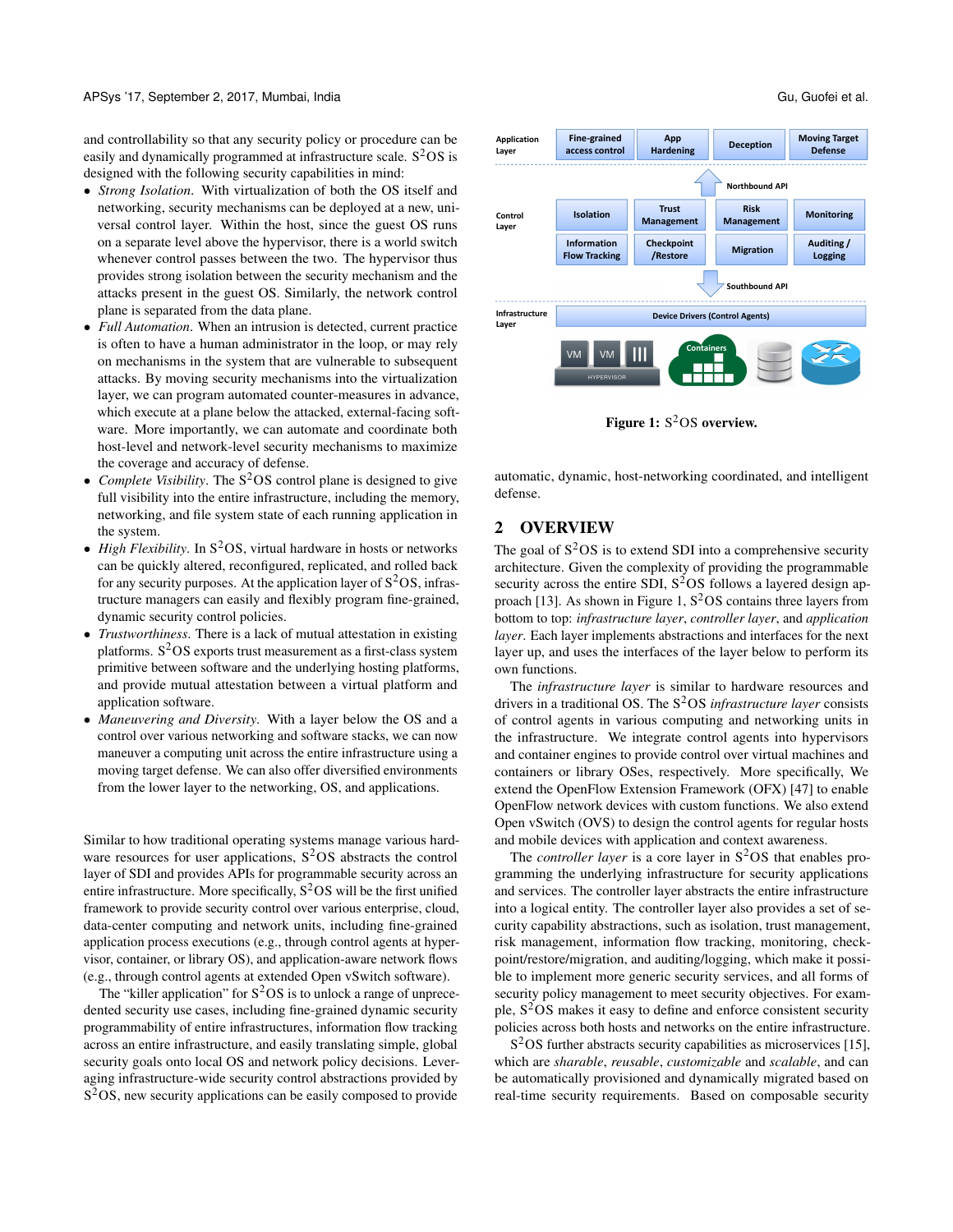and controllability so that any security policy or procedure can be easily and dynamically programmed at infrastructure scale. S$^2$OS is designed with the following security capabilities in mind:

- *Strong Isolation*. With virtualization of both the OS itself and networking, security mechanisms can be deployed at a new, universal control layer. Within the host, since the guest OS runs on a separate level above the hypervisor, there is a world switch whenever control passes between the two. The hypervisor thus provides strong isolation between the security mechanism and the attacks present in the guest OS. Similarly, the network control plane is separated from the data plane.
- *Full Automation*. When an intrusion is detected, current practice is often to have a human administrator in the loop, or may rely on mechanisms in the system that are vulnerable to subsequent attacks. By moving security mechanisms into the virtualization layer, we can program automated counter-measures in advance, which execute at a plane below the attacked, external-facing software. More importantly, we can automate and coordinate both host-level and network-level security mechanisms to maximize the coverage and accuracy of defense.
- *Complete Visibility*. The S$^2$OS control plane is designed to give full visibility into the entire infrastructure, including the memory, networking, and file system state of each running application in the system.
- *High Flexibility*. In S$^2$OS, virtual hardware in hosts or networks can be quickly altered, reconfigured, replicated, and rolled back for any security purposes. At the application layer of S$^2$OS, infrastructure managers can easily and flexibly program fine-grained, dynamic security control policies.
- *Trustworthiness*. There is a lack of mutual attestation in existing platforms. S$^2$OS exports trust measurement as a first-class system primitive between software and the underlying hosting platforms, and provide mutual attestation between a virtual platform and application software.
- *Maneuvering and Diversity*. With a layer below the OS and a control over various networking and software stacks, we can now maneuver a computing unit across the entire infrastructure using a moving target defense. We can also offer diversified environments from the lower layer to the networking, OS, and applications.

Similar to how traditional operating systems manage various hardware resources for user applications, S$^2$OS abstracts the control layer of SDI and provides APIs for programmable security across an entire infrastructure. More specifically, S$^2$OS will be the first unified framework to provide security control over various enterprise, cloud, data-center computing and network units, including fine-grained application process executions (e.g., through control agents at hypervisor, container, or library OS), and application-aware network flows (e.g., through control agents at extended Open vSwitch software).

The "killer application" for S$^2$OS is to unlock a range of unprecedented security use cases, including fine-grained dynamic security programmability of entire infrastructures, information flow tracking across an entire infrastructure, and easily translating simple, global security goals onto local OS and network policy decisions. Leveraging infrastructure-wide security control abstractions provided by S$^2$OS, new security applications can be easily composed to provide automatic, dynamic, host-networking coordinated, and intelligent defense.

**Figure 1:** S$^2$OS **overview.**

## 2 OVERVIEW

The goal of S$^2$OS is to extend SDI into a comprehensive security architecture. Given the complexity of providing the programmable security across the entire SDI, S$^2$OS follows a layered design approach [13]. As shown in Figure 1, S$^2$OS contains three layers from bottom to top: *infrastructure layer*, *controller layer*, and *application layer*. Each layer implements abstractions and interfaces for the next layer up, and uses the interfaces of the layer below to perform its own functions.

The *infrastructure layer* is similar to hardware resources and drivers in a traditional OS. The S$^2$OS *infrastructure layer* consists of control agents in various computing and networking units in the infrastructure. We integrate control agents into hypervisors and container engines to provide control over virtual machines and containers or library OSes, respectively. More specifically, We extend the OpenFlow Extension Framework (OFX) [47] to enable OpenFlow network devices with custom functions. We also extend Open vSwitch (OVS) to design the control agents for regular hosts and mobile devices with application and context awareness.

The *controller layer* is a core layer in S$^2$OS that enables programming the underlying infrastructure for security applications and services. The controller layer abstracts the entire infrastructure into a logical entity. The controller layer also provides a set of security capability abstractions, such as isolation, trust management, risk management, information flow tracking, monitoring, checkpoint/restore/migration, and auditing/logging, which make it possible to implement more generic security services, and all forms of security policy management to meet security objectives. For example, S$^2$OS makes it easy to define and enforce consistent security policies across both hosts and networks on the entire infrastructure.

S$^2$OS further abstracts security capabilities as microservices [15], which are *sharable*, *reusable*, *customizable* and *scalable*, and can be automatically provisioned and dynamically migrated based on real-time security requirements. Based on composable security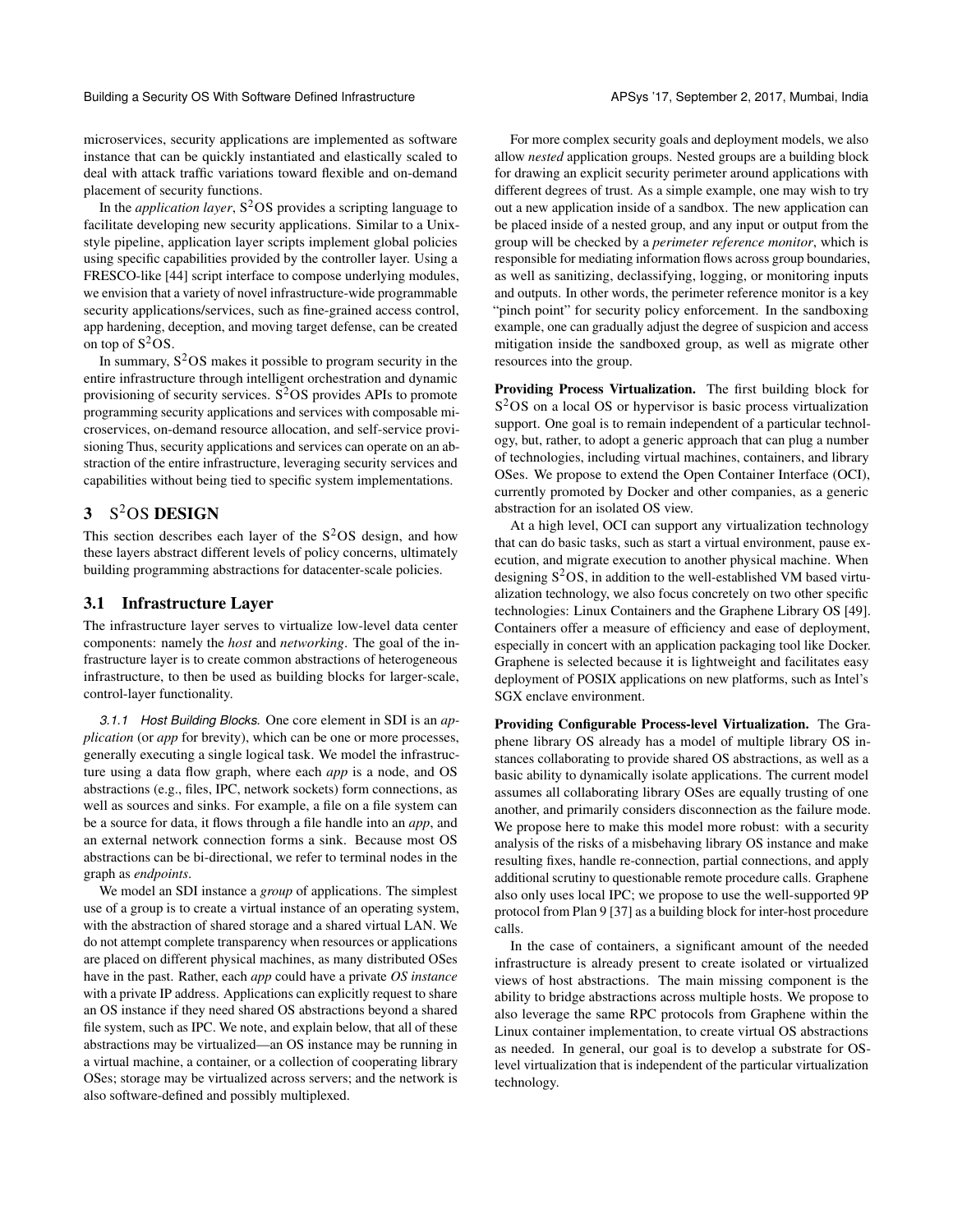microservices, security applications are implemented as software instance that can be quickly instantiated and elastically scaled to deal with attack traffic variations toward flexible and on-demand placement of security functions.

In the *application layer*, $S^2$OS provides a scripting language to facilitate developing new security applications. Similar to a Unix-style pipeline, application layer scripts implement global policies using specific capabilities provided by the controller layer. Using a FRESCO-like [44] script interface to compose underlying modules, we envision that a variety of novel infrastructure-wide programmable security applications/services, such as fine-grained access control, app hardening, deception, and moving target defense, can be created on top of $S^2$OS.

In summary, $S^2$OS makes it possible to program security in the entire infrastructure through intelligent orchestration and dynamic provisioning of security services. $S^2$OS provides APIs to promote programming security applications and services with composable microservices, on-demand resource allocation, and self-service provisioning Thus, security applications and services can operate on an abstraction of the entire infrastructure, leveraging security services and capabilities without being tied to specific system implementations.

# 3 $S^2$OS DESIGN

This section describes each layer of the $S^2$OS design, and how these layers abstract different levels of policy concerns, ultimately building programming abstractions for datacenter-scale policies.

## 3.1 Infrastructure Layer

The infrastructure layer serves to virtualize low-level data center components: namely the *host* and *networking*. The goal of the infrastructure layer is to create common abstractions of heterogeneous infrastructure, to then be used as building blocks for larger-scale, control-layer functionality.

*3.1.1 Host Building Blocks.* One core element in SDI is an *application* (or *app* for brevity), which can be one or more processes, generally executing a single logical task. We model the infrastructure using a data flow graph, where each *app* is a node, and OS abstractions (e.g., files, IPC, network sockets) form connections, as well as sources and sinks. For example, a file on a file system can be a source for data, it flows through a file handle into an *app*, and an external network connection forms a sink. Because most OS abstractions can be bi-directional, we refer to terminal nodes in the graph as *endpoints*.

We model an SDI instance a *group* of applications. The simplest use of a group is to create a virtual instance of an operating system, with the abstraction of shared storage and a shared virtual LAN. We do not attempt complete transparency when resources or applications are placed on different physical machines, as many distributed OSes have in the past. Rather, each *app* could have a private *OS instance* with a private IP address. Applications can explicitly request to share an OS instance if they need shared OS abstractions beyond a shared file system, such as IPC. We note, and explain below, that all of these abstractions may be virtualized—an OS instance may be running in a virtual machine, a container, or a collection of cooperating library OSes; storage may be virtualized across servers; and the network is also software-defined and possibly multiplexed.

For more complex security goals and deployment models, we also allow *nested* application groups. Nested groups are a building block for drawing an explicit security perimeter around applications with different degrees of trust. As a simple example, one may wish to try out a new application inside of a sandbox. The new application can be placed inside of a nested group, and any input or output from the group will be checked by a *perimeter reference monitor*, which is responsible for mediating information flows across group boundaries, as well as sanitizing, declassifying, logging, or monitoring inputs and outputs. In other words, the perimeter reference monitor is a key "pinch point" for security policy enforcement. In the sandboxing example, one can gradually adjust the degree of suspicion and access mitigation inside the sandboxed group, as well as migrate other resources into the group.

**Providing Process Virtualization.** The first building block for $S^2$OS on a local OS or hypervisor is basic process virtualization support. One goal is to remain independent of a particular technology, but, rather, to adopt a generic approach that can plug a number of technologies, including virtual machines, containers, and library OSes. We propose to extend the Open Container Interface (OCI), currently promoted by Docker and other companies, as a generic abstraction for an isolated OS view.

At a high level, OCI can support any virtualization technology that can do basic tasks, such as start a virtual environment, pause execution, and migrate execution to another physical machine. When designing $S^2$OS, in addition to the well-established VM based virtualization technology, we also focus concretely on two other specific technologies: Linux Containers and the Graphene Library OS [49]. Containers offer a measure of efficiency and ease of deployment, especially in concert with an application packaging tool like Docker. Graphene is selected because it is lightweight and facilitates easy deployment of POSIX applications on new platforms, such as Intel's SGX enclave environment.

**Providing Configurable Process-level Virtualization.** The Graphene library OS already has a model of multiple library OS instances collaborating to provide shared OS abstractions, as well as a basic ability to dynamically isolate applications. The current model assumes all collaborating library OSes are equally trusting of one another, and primarily considers disconnection as the failure mode. We propose here to make this model more robust: with a security analysis of the risks of a misbehaving library OS instance and make resulting fixes, handle re-connection, partial connections, and apply additional scrutiny to questionable remote procedure calls. Graphene also only uses local IPC; we propose to use the well-supported 9P protocol from Plan 9 [37] as a building block for inter-host procedure calls.

In the case of containers, a significant amount of the needed infrastructure is already present to create isolated or virtualized views of host abstractions. The main missing component is the ability to bridge abstractions across multiple hosts. We propose to also leverage the same RPC protocols from Graphene within the Linux container implementation, to create virtual OS abstractions as needed. In general, our goal is to develop a substrate for OS-level virtualization that is independent of the particular virtualization technology.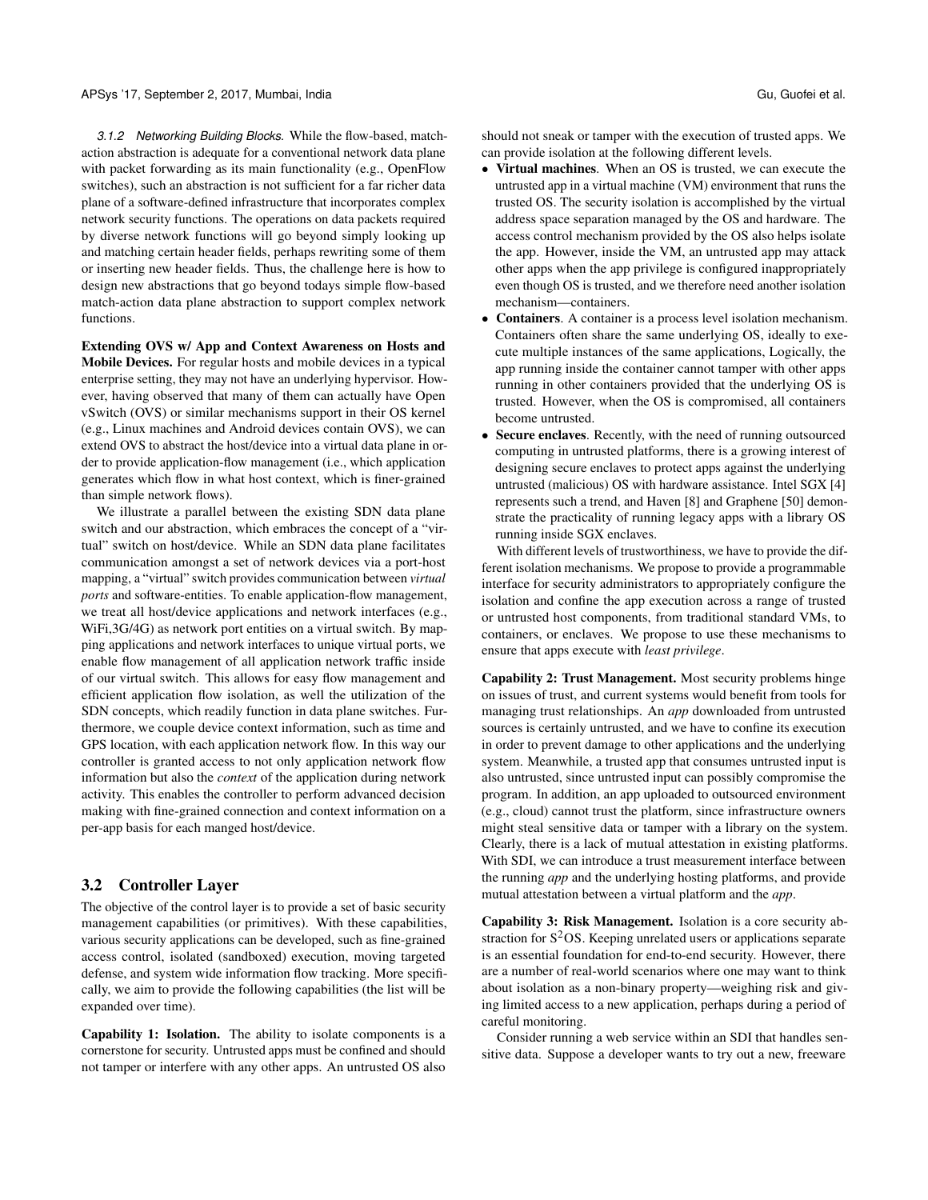*3.1.2 Networking Building Blocks.* While the flow-based, match-action abstraction is adequate for a conventional network data plane with packet forwarding as its main functionality (e.g., OpenFlow switches), such an abstraction is not sufficient for a far richer data plane of a software-defined infrastructure that incorporates complex network security functions. The operations on data packets required by diverse network functions will go beyond simply looking up and matching certain header fields, perhaps rewriting some of them or inserting new header fields. Thus, the challenge here is how to design new abstractions that go beyond todays simple flow-based match-action data plane abstraction to support complex network functions.

**Extending OVS w/ App and Context Awareness on Hosts and Mobile Devices.** For regular hosts and mobile devices in a typical enterprise setting, they may not have an underlying hypervisor. However, having observed that many of them can actually have Open vSwitch (OVS) or similar mechanisms support in their OS kernel (e.g., Linux machines and Android devices contain OVS), we can extend OVS to abstract the host/device into a virtual data plane in order to provide application-flow management (i.e., which application generates which flow in what host context, which is finer-grained than simple network flows).

We illustrate a parallel between the existing SDN data plane switch and our abstraction, which embraces the concept of a "virtual" switch on host/device. While an SDN data plane facilitates communication amongst a set of network devices via a port-host mapping, a "virtual" switch provides communication between *virtual ports* and software-entities. To enable application-flow management, we treat all host/device applications and network interfaces (e.g., WiFi,3G/4G) as network port entities on a virtual switch. By mapping applications and network interfaces to unique virtual ports, we enable flow management of all application network traffic inside of our virtual switch. This allows for easy flow management and efficient application flow isolation, as well the utilization of the SDN concepts, which readily function in data plane switches. Furthermore, we couple device context information, such as time and GPS location, with each application network flow. In this way our controller is granted access to not only application network flow information but also the *context* of the application during network activity. This enables the controller to perform advanced decision making with fine-grained connection and context information on a per-app basis for each manged host/device.

## 3.2 Controller Layer

The objective of the control layer is to provide a set of basic security management capabilities (or primitives). With these capabilities, various security applications can be developed, such as fine-grained access control, isolated (sandboxed) execution, moving targeted defense, and system wide information flow tracking. More specifically, we aim to provide the following capabilities (the list will be expanded over time).

**Capability 1: Isolation.** The ability to isolate components is a cornerstone for security. Untrusted apps must be confined and should not tamper or interfere with any other apps. An untrusted OS also should not sneak or tamper with the execution of trusted apps. We can provide isolation at the following different levels.

- **Virtual machines**. When an OS is trusted, we can execute the untrusted app in a virtual machine (VM) environment that runs the trusted OS. The security isolation is accomplished by the virtual address space separation managed by the OS and hardware. The access control mechanism provided by the OS also helps isolate the app. However, inside the VM, an untrusted app may attack other apps when the app privilege is configured inappropriately even though OS is trusted, and we therefore need another isolation mechanism—containers.
- **Containers**. A container is a process level isolation mechanism. Containers often share the same underlying OS, ideally to execute multiple instances of the same applications, Logically, the app running inside the container cannot tamper with other apps running in other containers provided that the underlying OS is trusted. However, when the OS is compromised, all containers become untrusted.
- **Secure enclaves**. Recently, with the need of running outsourced computing in untrusted platforms, there is a growing interest of designing secure enclaves to protect apps against the underlying untrusted (malicious) OS with hardware assistance. Intel SGX [4] represents such a trend, and Haven [8] and Graphene [50] demonstrate the practicality of running legacy apps with a library OS running inside SGX enclaves.

With different levels of trustworthiness, we have to provide the different isolation mechanisms. We propose to provide a programmable interface for security administrators to appropriately configure the isolation and confine the app execution across a range of trusted or untrusted host components, from traditional standard VMs, to containers, or enclaves. We propose to use these mechanisms to ensure that apps execute with *least privilege*.

**Capability 2: Trust Management.** Most security problems hinge on issues of trust, and current systems would benefit from tools for managing trust relationships. An *app* downloaded from untrusted sources is certainly untrusted, and we have to confine its execution in order to prevent damage to other applications and the underlying system. Meanwhile, a trusted app that consumes untrusted input is also untrusted, since untrusted input can possibly compromise the program. In addition, an app uploaded to outsourced environment (e.g., cloud) cannot trust the platform, since infrastructure owners might steal sensitive data or tamper with a library on the system. Clearly, there is a lack of mutual attestation in existing platforms. With SDI, we can introduce a trust measurement interface between the running *app* and the underlying hosting platforms, and provide mutual attestation between a virtual platform and the *app*.

**Capability 3: Risk Management.** Isolation is a core security abstraction for S$^2$OS. Keeping unrelated users or applications separate is an essential foundation for end-to-end security. However, there are a number of real-world scenarios where one may want to think about isolation as a non-binary property—weighing risk and giving limited access to a new application, perhaps during a period of careful monitoring.

Consider running a web service within an SDI that handles sensitive data. Suppose a developer wants to try out a new, freeware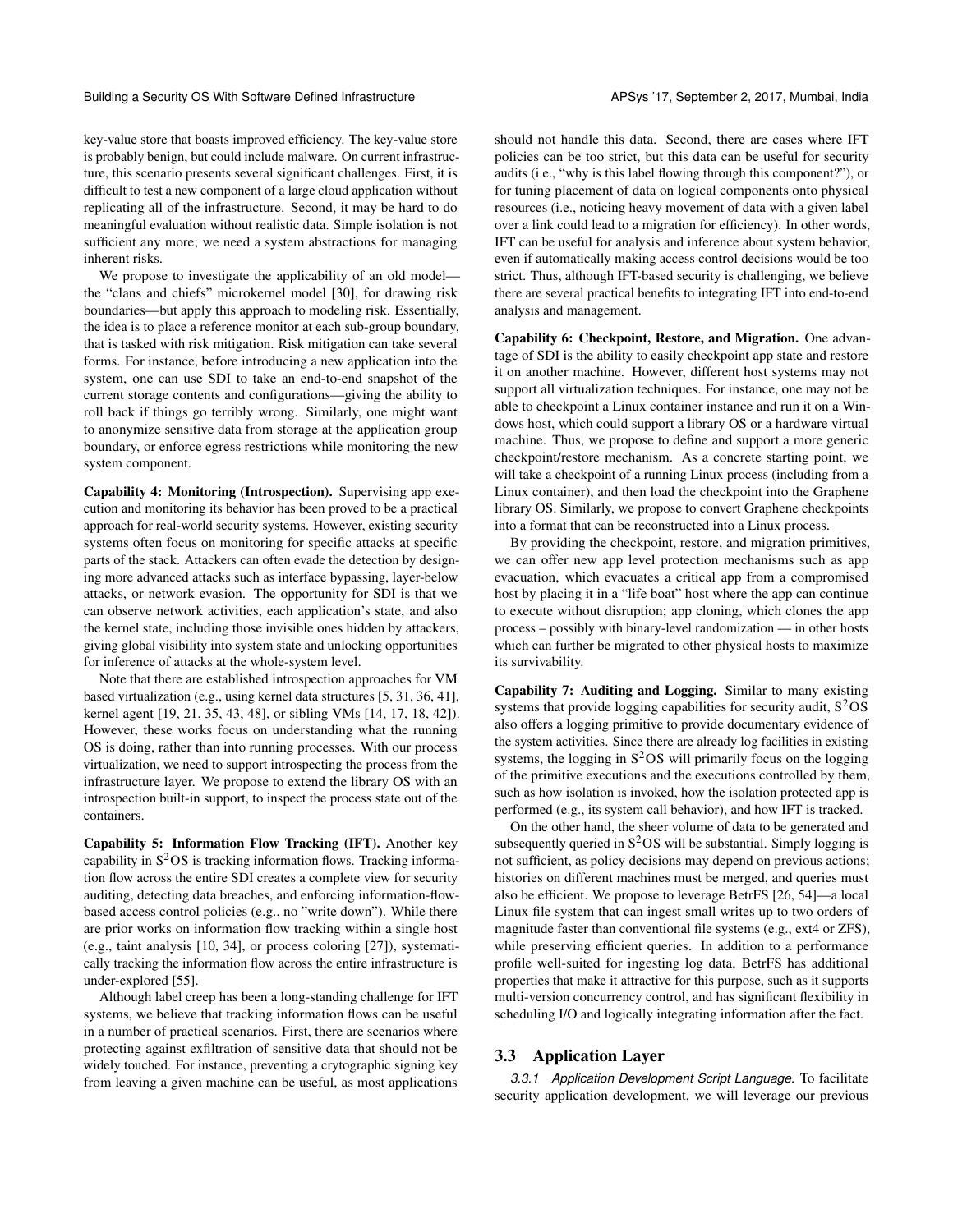key-value store that boasts improved efficiency. The key-value store is probably benign, but could include malware. On current infrastructure, this scenario presents several significant challenges. First, it is difficult to test a new component of a large cloud application without replicating all of the infrastructure. Second, it may be hard to do meaningful evaluation without realistic data. Simple isolation is not sufficient any more; we need a system abstractions for managing inherent risks.

We propose to investigate the applicability of an old model—the "clans and chiefs" microkernel model [30], for drawing risk boundaries—but apply this approach to modeling risk. Essentially, the idea is to place a reference monitor at each sub-group boundary, that is tasked with risk mitigation. Risk mitigation can take several forms. For instance, before introducing a new application into the system, one can use SDI to take an end-to-end snapshot of the current storage contents and configurations—giving the ability to roll back if things go terribly wrong. Similarly, one might want to anonymize sensitive data from storage at the application group boundary, or enforce egress restrictions while monitoring the new system component.

**Capability 4: Monitoring (Introspection).** Supervising app execution and monitoring its behavior has been proved to be a practical approach for real-world security systems. However, existing security systems often focus on monitoring for specific attacks at specific parts of the stack. Attackers can often evade the detection by designing more advanced attacks such as interface bypassing, layer-below attacks, or network evasion. The opportunity for SDI is that we can observe network activities, each application's state, and also the kernel state, including those invisible ones hidden by attackers, giving global visibility into system state and unlocking opportunities for inference of attacks at the whole-system level.

Note that there are established introspection approaches for VM based virtualization (e.g., using kernel data structures [5, 31, 36, 41], kernel agent [19, 21, 35, 43, 48], or sibling VMs [14, 17, 18, 42]). However, these works focus on understanding what the running OS is doing, rather than into running processes. With our process virtualization, we need to support introspecting the process from the infrastructure layer. We propose to extend the library OS with an introspection built-in support, to inspect the process state out of the containers.

**Capability 5: Information Flow Tracking (IFT).** Another key capability in S$^2$OS is tracking information flows. Tracking information flow across the entire SDI creates a complete view for security auditing, detecting data breaches, and enforcing information-flow-based access control policies (e.g., no "write down"). While there are prior works on information flow tracking within a single host (e.g., taint analysis [10, 34], or process coloring [27]), systematically tracking the information flow across the entire infrastructure is under-explored [55].

Although label creep has been a long-standing challenge for IFT systems, we believe that tracking information flows can be useful in a number of practical scenarios. First, there are scenarios where protecting against exfiltration of sensitive data that should not be widely touched. For instance, preventing a crytographic signing key from leaving a given machine can be useful, as most applications should not handle this data. Second, there are cases where IFT policies can be too strict, but this data can be useful for security audits (i.e., "why is this label flowing through this component?"), or for tuning placement of data on logical components onto physical resources (i.e., noticing heavy movement of data with a given label over a link could lead to a migration for efficiency). In other words, IFT can be useful for analysis and inference about system behavior, even if automatically making access control decisions would be too strict. Thus, although IFT-based security is challenging, we believe there are several practical benefits to integrating IFT into end-to-end analysis and management.

**Capability 6: Checkpoint, Restore, and Migration.** One advantage of SDI is the ability to easily checkpoint app state and restore it on another machine. However, different host systems may not support all virtualization techniques. For instance, one may not be able to checkpoint a Linux container instance and run it on a Windows host, which could support a library OS or a hardware virtual machine. Thus, we propose to define and support a more generic checkpoint/restore mechanism. As a concrete starting point, we will take a checkpoint of a running Linux process (including from a Linux container), and then load the checkpoint into the Graphene library OS. Similarly, we propose to convert Graphene checkpoints into a format that can be reconstructed into a Linux process.

By providing the checkpoint, restore, and migration primitives, we can offer new app level protection mechanisms such as app evacuation, which evacuates a critical app from a compromised host by placing it in a "life boat" host where the app can continue to execute without disruption; app cloning, which clones the app process – possibly with binary-level randomization — in other hosts which can further be migrated to other physical hosts to maximize its survivability.

**Capability 7: Auditing and Logging.** Similar to many existing systems that provide logging capabilities for security audit, S$^2$OS also offers a logging primitive to provide documentary evidence of the system activities. Since there are already log facilities in existing systems, the logging in S$^2$OS will primarily focus on the logging of the primitive executions and the executions controlled by them, such as how isolation is invoked, how the isolation protected app is performed (e.g., its system call behavior), and how IFT is tracked.

On the other hand, the sheer volume of data to be generated and subsequently queried in S$^2$OS will be substantial. Simply logging is not sufficient, as policy decisions may depend on previous actions; histories on different machines must be merged, and queries must also be efficient. We propose to leverage BetrFS [26, 54]—a local Linux file system that can ingest small writes up to two orders of magnitude faster than conventional file systems (e.g., ext4 or ZFS), while preserving efficient queries. In addition to a performance profile well-suited for ingesting log data, BetrFS has additional properties that make it attractive for this purpose, such as it supports multi-version concurrency control, and has significant flexibility in scheduling I/O and logically integrating information after the fact.

## 3.3 Application Layer

*3.3.1 Application Development Script Language.* To facilitate security application development, we will leverage our previous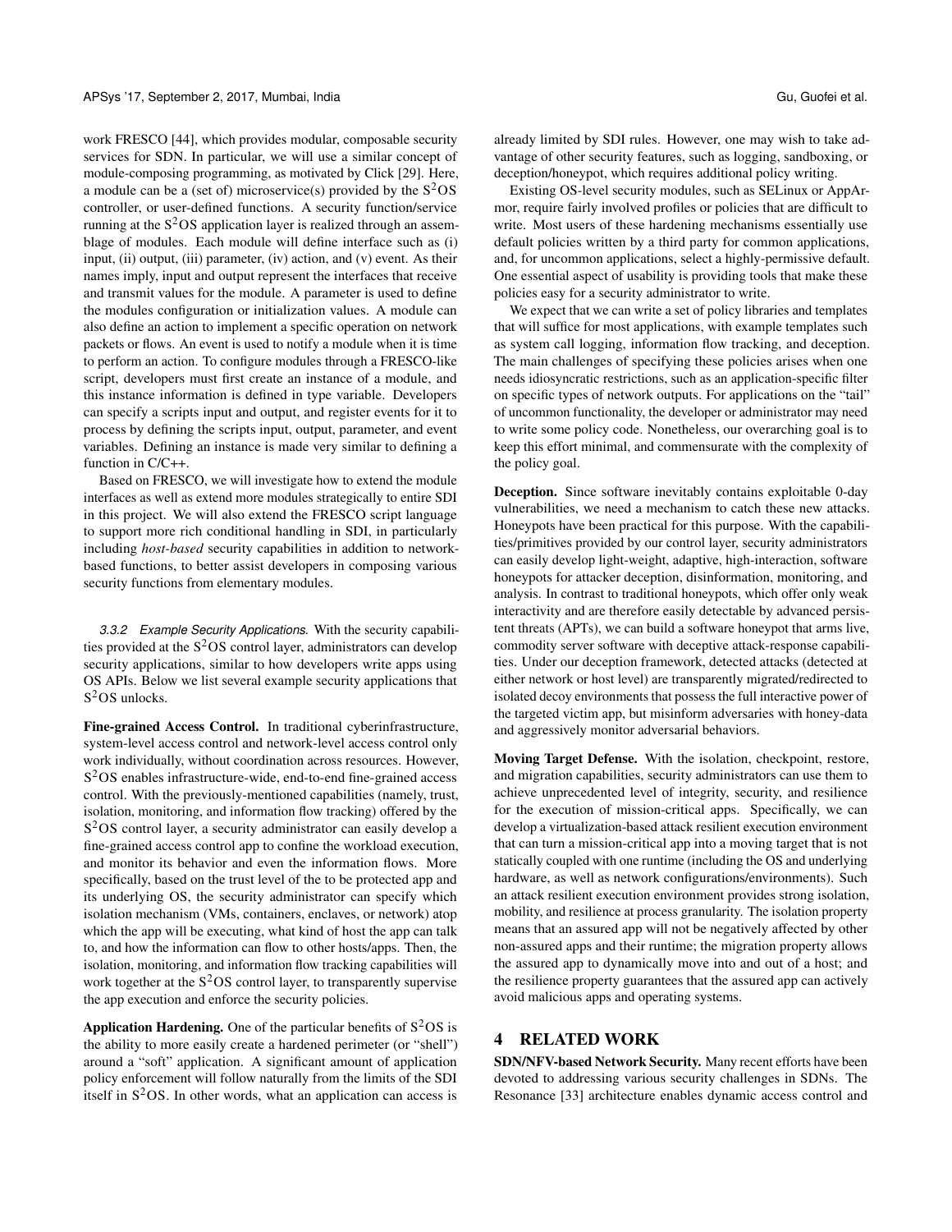work FRESCO [44], which provides modular, composable security services for SDN. In particular, we will use a similar concept of module-composing programming, as motivated by Click [29]. Here, a module can be a (set of) microservice(s) provided by the $S^2$OS controller, or user-defined functions. A security function/service running at the $S^2$OS application layer is realized through an assemblage of modules. Each module will define interface such as (i) input, (ii) output, (iii) parameter, (iv) action, and (v) event. As their names imply, input and output represent the interfaces that receive and transmit values for the module. A parameter is used to define the modules configuration or initialization values. A module can also define an action to implement a specific operation on network packets or flows. An event is used to notify a module when it is time to perform an action. To configure modules through a FRESCO-like script, developers must first create an instance of a module, and this instance information is defined in type variable. Developers can specify a scripts input and output, and register events for it to process by defining the scripts input, output, parameter, and event variables. Defining an instance is made very similar to defining a function in C/C++.

Based on FRESCO, we will investigate how to extend the module interfaces as well as extend more modules strategically to entire SDI in this project. We will also extend the FRESCO script language to support more rich conditional handling in SDI, in particularly including *host-based* security capabilities in addition to network-based functions, to better assist developers in composing various security functions from elementary modules.

#### 3.3.2 Example Security Applications.

With the security capabilities provided at the $S^2$OS control layer, administrators can develop security applications, similar to how developers write apps using OS APIs. Below we list several example security applications that $S^2$OS unlocks.

**Fine-grained Access Control.** In traditional cyberinfrastructure, system-level access control and network-level access control only work individually, without coordination across resources. However, $S^2$OS enables infrastructure-wide, end-to-end fine-grained access control. With the previously-mentioned capabilities (namely, trust, isolation, monitoring, and information flow tracking) offered by the $S^2$OS control layer, a security administrator can easily develop a fine-grained access control app to confine the workload execution, and monitor its behavior and even the information flows. More specifically, based on the trust level of the to be protected app and its underlying OS, the security administrator can specify which isolation mechanism (VMs, containers, enclaves, or network) atop which the app will be executing, what kind of host the app can talk to, and how the information can flow to other hosts/apps. Then, the isolation, monitoring, and information flow tracking capabilities will work together at the $S^2$OS control layer, to transparently supervise the app execution and enforce the security policies.

**Application Hardening.** One of the particular benefits of $S^2$OS is the ability to more easily create a hardened perimeter (or "shell") around a "soft" application. A significant amount of application policy enforcement will follow naturally from the limits of the SDI itself in $S^2$OS. In other words, what an application can access is already limited by SDI rules. However, one may wish to take advantage of other security features, such as logging, sandboxing, or deception/honeypot, which requires additional policy writing.

Existing OS-level security modules, such as SELinux or AppArmor, require fairly involved profiles or policies that are difficult to write. Most users of these hardening mechanisms essentially use default policies written by a third party for common applications, and, for uncommon applications, select a highly-permissive default. One essential aspect of usability is providing tools that make these policies easy for a security administrator to write.

We expect that we can write a set of policy libraries and templates that will suffice for most applications, with example templates such as system call logging, information flow tracking, and deception. The main challenges of specifying these policies arises when one needs idiosyncratic restrictions, such as an application-specific filter on specific types of network outputs. For applications on the "tail" of uncommon functionality, the developer or administrator may need to write some policy code. Nonetheless, our overarching goal is to keep this effort minimal, and commensurate with the complexity of the policy goal.

**Deception.** Since software inevitably contains exploitable 0-day vulnerabilities, we need a mechanism to catch these new attacks. Honeypots have been practical for this purpose. With the capabilities/primitives provided by our control layer, security administrators can easily develop light-weight, adaptive, high-interaction, software honeypots for attacker deception, disinformation, monitoring, and analysis. In contrast to traditional honeypots, which offer only weak interactivity and are therefore easily detectable by advanced persistent threats (APTs), we can build a software honeypot that arms live, commodity server software with deceptive attack-response capabilities. Under our deception framework, detected attacks (detected at either network or host level) are transparently migrated/redirected to isolated decoy environments that possess the full interactive power of the targeted victim app, but misinform adversaries with honey-data and aggressively monitor adversarial behaviors.

**Moving Target Defense.** With the isolation, checkpoint, restore, and migration capabilities, security administrators can use them to achieve unprecedented level of integrity, security, and resilience for the execution of mission-critical apps. Specifically, we can develop a virtualization-based attack resilient execution environment that can turn a mission-critical app into a moving target that is not statically coupled with one runtime (including the OS and underlying hardware, as well as network configurations/environments). Such an attack resilient execution environment provides strong isolation, mobility, and resilience at process granularity. The isolation property means that an assured app will not be negatively affected by other non-assured apps and their runtime; the migration property allows the assured app to dynamically move into and out of a host; and the resilience property guarantees that the assured app can actively avoid malicious apps and operating systems.

## 4 RELATED WORK

**SDN/NFV-based Network Security.** Many recent efforts have been devoted to addressing various security challenges in SDNs. The Resonance [33] architecture enables dynamic access control and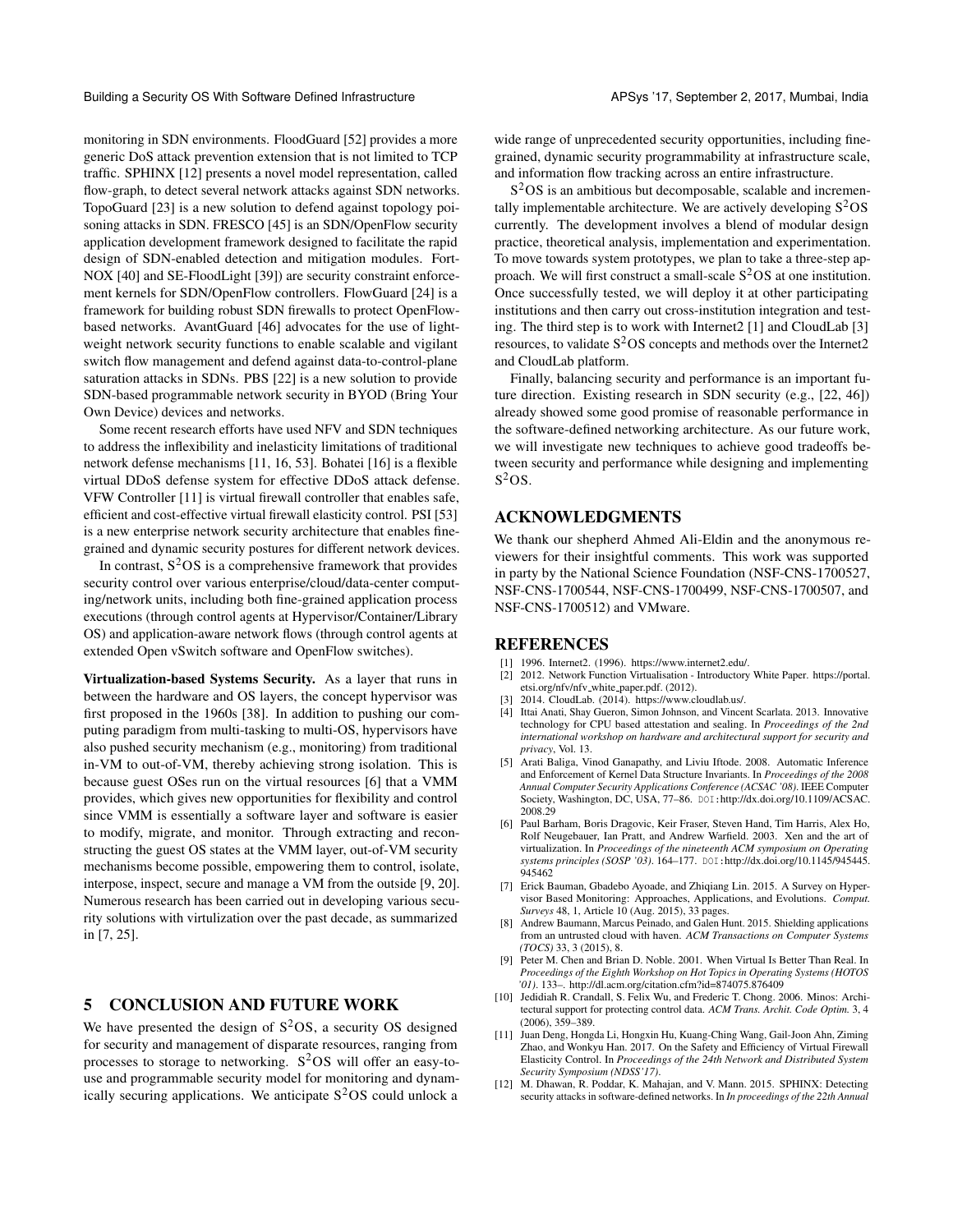monitoring in SDN environments. FloodGuard [52] provides a more generic DoS attack prevention extension that is not limited to TCP traffic. SPHINX [12] presents a novel model representation, called flow-graph, to detect several network attacks against SDN networks. TopoGuard [23] is a new solution to defend against topology poisoning attacks in SDN. FRESCO [45] is an SDN/OpenFlow security application development framework designed to facilitate the rapid design of SDN-enabled detection and mitigation modules. FortNOX [40] and SE-FloodLight [39]) are security constraint enforcement kernels for SDN/OpenFlow controllers. FlowGuard [24] is a framework for building robust SDN firewalls to protect OpenFlow-based networks. AvantGuard [46] advocates for the use of lightweight network security functions to enable scalable and vigilant switch flow management and defend against data-to-control-plane saturation attacks in SDNs. PBS [22] is a new solution to provide SDN-based programmable network security in BYOD (Bring Your Own Device) devices and networks.

Some recent research efforts have used NFV and SDN techniques to address the inflexibility and inelasticity limitations of traditional network defense mechanisms [11, 16, 53]. Bohatei [16] is a flexible virtual DDoS defense system for effective DDoS attack defense. VFW Controller [11] is virtual firewall controller that enables safe, efficient and cost-effective virtual firewall elasticity control. PSI [53] is a new enterprise network security architecture that enables fine-grained and dynamic security postures for different network devices.

In contrast, $S^2OS$ is a comprehensive framework that provides security control over various enterprise/cloud/data-center computing/network units, including both fine-grained application process executions (through control agents at Hypervisor/Container/Library OS) and application-aware network flows (through control agents at extended Open vSwitch software and OpenFlow switches).

**Virtualization-based Systems Security.** As a layer that runs in between the hardware and OS layers, the concept hypervisor was first proposed in the 1960s [38]. In addition to pushing our computing paradigm from multi-tasking to multi-OS, hypervisors have also pushed security mechanism (e.g., monitoring) from traditional in-VM to out-of-VM, thereby achieving strong isolation. This is because guest OSes run on the virtual resources [6] that a VMM provides, which gives new opportunities for flexibility and control since VMM is essentially a software layer and software is easier to modify, migrate, and monitor. Through extracting and reconstructing the guest OS states at the VMM layer, out-of-VM security mechanisms become possible, empowering them to control, isolate, interpose, inspect, secure and manage a VM from the outside [9, 20]. Numerous research has been carried out in developing various security solutions with virtulization over the past decade, as summarized in [7, 25].

## 5 CONCLUSION AND FUTURE WORK

We have presented the design of $S^2OS$, a security OS designed for security and management of disparate resources, ranging from processes to storage to networking. $S^2OS$ will offer an easy-to-use and programmable security model for monitoring and dynamically securing applications. We anticipate $S^2OS$ could unlock a wide range of unprecedented security opportunities, including fine-grained, dynamic security programmability at infrastructure scale, and information flow tracking across an entire infrastructure.

$S^2OS$ is an ambitious but decomposable, scalable and incrementally implementable architecture. We are actively developing $S^2OS$ currently. The development involves a blend of modular design practice, theoretical analysis, implementation and experimentation. To move towards system prototypes, we plan to take a three-step approach. We will first construct a small-scale $S^2OS$ at one institution. Once successfully tested, we will deploy it at other participating institutions and then carry out cross-institution integration and testing. The third step is to work with Internet2 [1] and CloudLab [3] resources, to validate $S^2OS$ concepts and methods over the Internet2 and CloudLab platform.

Finally, balancing security and performance is an important future direction. Existing research in SDN security (e.g., [22, 46]) already showed some good promise of reasonable performance in the software-defined networking architecture. As our future work, we will investigate new techniques to achieve good tradeoffs between security and performance while designing and implementing $S^2OS$.

## ACKNOWLEDGMENTS

We thank our shepherd Ahmed Ali-Eldin and the anonymous reviewers for their insightful comments. This work was supported in party by the National Science Foundation (NSF-CNS-1700527, NSF-CNS-1700544, NSF-CNS-1700499, NSF-CNS-1700507, and NSF-CNS-1700512) and VMware.

## REFERENCES

[1] 1996. Internet2. (1996). https://www.internet2.edu/.

[2] 2012. Network Function Virtualisation - Introductory White Paper. https://portal.etsi.org/nfv/nfv_white_paper.pdf. (2012).

[3] 2014. CloudLab. (2014). https://www.cloudlab.us/.

[4] Ittai Anati, Shay Gueron, Simon Johnson, and Vincent Scarlata. 2013. Innovative technology for CPU based attestation and sealing. In *Proceedings of the 2nd international workshop on hardware and architectural support for security and privacy*, Vol. 13.

[5] Arati Baliga, Vinod Ganapathy, and Liviu Iftode. 2008. Automatic Inference and Enforcement of Kernel Data Structure Invariants. In *Proceedings of the 2008 Annual Computer Security Applications Conference (ACSAC '08)*. IEEE Computer Society, Washington, DC, USA, 77–86. DOI:http://dx.doi.org/10.1109/ACSAC.2008.29

[6] Paul Barham, Boris Dragovic, Keir Fraser, Steven Hand, Tim Harris, Alex Ho, Rolf Neugebauer, Ian Pratt, and Andrew Warfield. 2003. Xen and the art of virtualization. In *Proceedings of the nineteenth ACM symposium on Operating systems principles (SOSP '03)*. 164–177. DOI:http://dx.doi.org/10.1145/945445.945462

[7] Erick Bauman, Gbadebo Ayoade, and Zhiqiang Lin. 2015. A Survey on Hypervisor Based Monitoring: Approaches, Applications, and Evolutions. *Comput. Surveys* 48, 1, Article 10 (Aug. 2015), 33 pages.

[8] Andrew Baumann, Marcus Peinado, and Galen Hunt. 2015. Shielding applications from an untrusted cloud with haven. *ACM Transactions on Computer Systems (TOCS)* 33, 3 (2015), 8.

[9] Peter M. Chen and Brian D. Noble. 2001. When Virtual Is Better Than Real. In *Proceedings of the Eighth Workshop on Hot Topics in Operating Systems (HOTOS '01)*. 133–. http://dl.acm.org/citation.cfm?id=874075.876409

[10] Jedidiah R. Crandall, S. Felix Wu, and Frederic T. Chong. 2006. Minos: Architectural support for protecting control data. *ACM Trans. Archit. Code Optim.* 3, 4 (2006), 359–389.

[11] Juan Deng, Hongda Li, Hongxin Hu, Kuang-Ching Wang, Gail-Joon Ahn, Ziming Zhao, and Wonkyu Han. 2017. On the Safety and Efficiency of Virtual Firewall Elasticity Control. In *Proceedings of the 24th Network and Distributed System Security Symposium (NDSS'17)*.

[12] M. Dhawan, R. Poddar, K. Mahajan, and V. Mann. 2015. SPHINX: Detecting security attacks in software-defined networks. In *In proceedings of the 22th Annual*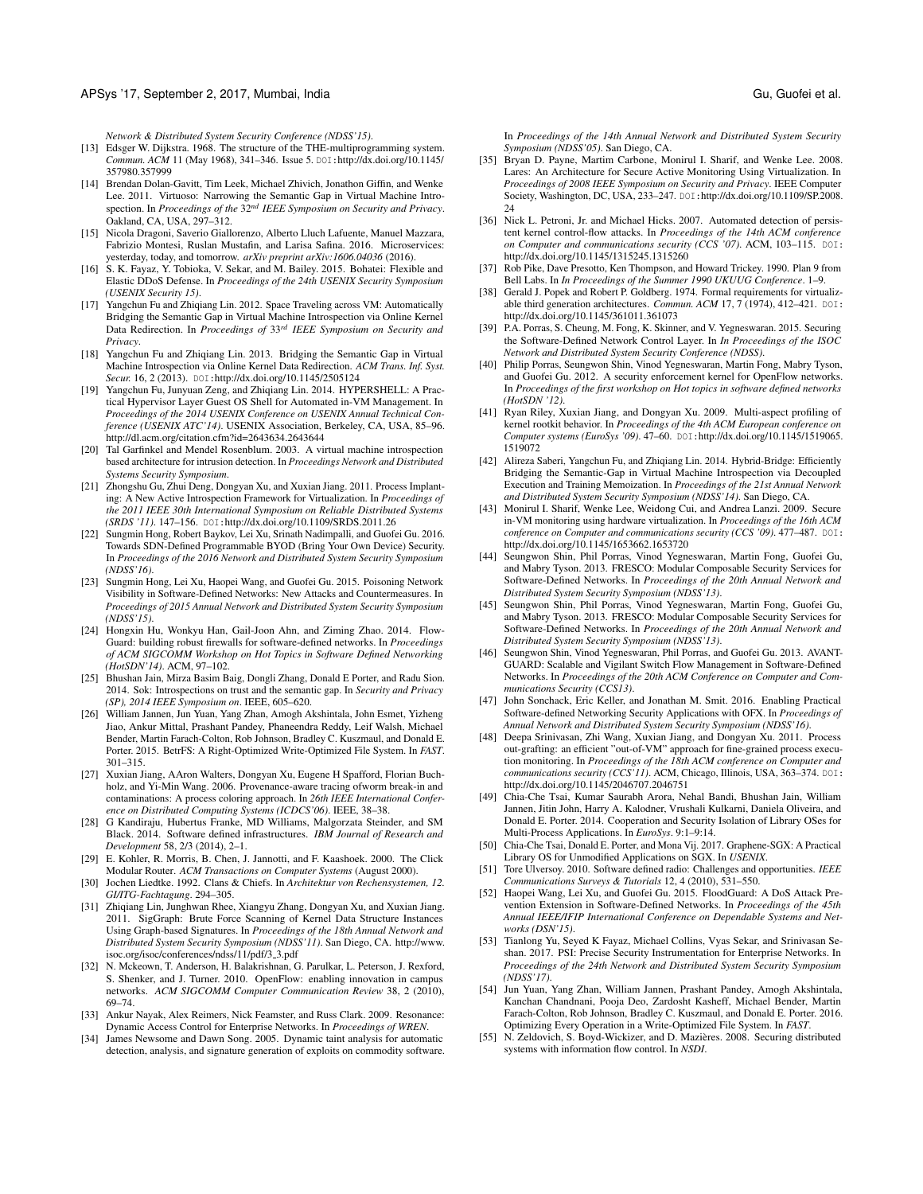*Network & Distributed System Security Conference (NDSS'15)*.

[13] Edsger W. Dijkstra. 1968. The structure of the THE-multiprogramming system. *Commun. ACM* 11 (May 1968), 341–346. Issue 5. DOI:http://dx.doi.org/10.1145/357980.357999

[14] Brendan Dolan-Gavitt, Tim Leek, Michael Zhivich, Jonathon Giffin, and Wenke Lee. 2011. Virtuoso: Narrowing the Semantic Gap in Virtual Machine Introspection. In *Proceedings of the 32nd IEEE Symposium on Security and Privacy*. Oakland, CA, USA, 297–312.

[15] Nicola Dragoni, Saverio Giallorenzo, Alberto Lluch Lafuente, Manuel Mazzara, Fabrizio Montesi, Ruslan Mustafin, and Larisa Safina. 2016. Microservices: yesterday, today, and tomorrow. *arXiv preprint arXiv:1606.04036* (2016).

[16] S. K. Fayaz, Y. Tobioka, V. Sekar, and M. Bailey. 2015. Bohatei: Flexible and Elastic DDoS Defense. In *Proceedings of the 24th USENIX Security Symposium (USENIX Security 15)*.

[17] Yangchun Fu and Zhiqiang Lin. 2012. Space Traveling across VM: Automatically Bridging the Semantic Gap in Virtual Machine Introspection via Online Kernel Data Redirection. In *Proceedings of 33rd IEEE Symposium on Security and Privacy*.

[18] Yangchun Fu and Zhiqiang Lin. 2013. Bridging the Semantic Gap in Virtual Machine Introspection via Online Kernel Data Redirection. *ACM Trans. Inf. Syst. Secur.* 16, 2 (2013). DOI:http://dx.doi.org/10.1145/2505124

[19] Yangchun Fu, Junyuan Zeng, and Zhiqiang Lin. 2014. HYPERSHELL: A Practical Hypervisor Layer Guest OS Shell for Automated in-VM Management. In *Proceedings of the 2014 USENIX Conference on USENIX Annual Technical Conference (USENIX ATC'14)*. USENIX Association, Berkeley, CA, USA, 85–96. http://dl.acm.org/citation.cfm?id=2643634.2643644

[20] Tal Garfinkel and Mendel Rosenblum. 2003. A virtual machine introspection based architecture for intrusion detection. In *Proceedings Network and Distributed Systems Security Symposium*.

[21] Zhongshu Gu, Zhui Deng, Dongyan Xu, and Xuxian Jiang. 2011. Process Implanting: A New Active Introspection Framework for Virtualization. In *Proceedings of the 2011 IEEE 30th International Symposium on Reliable Distributed Systems (SRDS '11)*. 147–156. DOI:http://dx.doi.org/10.1109/SRDS.2011.26

[22] Sungmin Hong, Robert Baykov, Lei Xu, Srinath Nadimpalli, and Guofei Gu. 2016. Towards SDN-Defined Programmable BYOD (Bring Your Own Device) Security. In *Proceedings of the 2016 Network and Distributed System Security Symposium (NDSS'16)*.

[23] Sungmin Hong, Lei Xu, Haopei Wang, and Guofei Gu. 2015. Poisoning Network Visibility in Software-Defined Networks: New Attacks and Countermeasures. In *Proceedings of 2015 Annual Network and Distributed System Security Symposium (NDSS'15)*.

[24] Hongxin Hu, Wonkyu Han, Gail-Joon Ahn, and Ziming Zhao. 2014. FlowGuard: building robust firewalls for software-defined networks. In *Proceedings of ACM SIGCOMM Workshop on Hot Topics in Software Defined Networking (HotSDN'14)*. ACM, 97–102.

[25] Bhushan Jain, Mirza Basim Baig, Dongli Zhang, Donald E Porter, and Radu Sion. 2014. Sok: Introspections on trust and the semantic gap. In *Security and Privacy (SP), 2014 IEEE Symposium on*. IEEE, 605–620.

[26] William Jannen, Jun Yuan, Yang Zhan, Amogh Akshintala, John Esmet, Yizheng Jiao, Ankur Mittal, Prashant Pandey, Phaneendra Reddy, Leif Walsh, Michael Bender, Martin Farach-Colton, Rob Johnson, Bradley C. Kuszmaul, and Donald E. Porter. 2015. BetrFS: A Right-Optimized Write-Optimized File System. In *FAST*. 301–315.

[27] Xuxian Jiang, AAron Walters, Dongyan Xu, Eugene H Spafford, Florian Buchholz, and Yi-Min Wang. 2006. Provenance-aware tracing ofworm break-in and contaminations: A process coloring approach. In *26th IEEE International Conference on Distributed Computing Systems (ICDCS'06)*. IEEE, 38–38.

[28] G Kandiraju, Hubertus Franke, MD Williams, Malgorzata Steinder, and SM Black. 2014. Software defined infrastructures. *IBM Journal of Research and Development* 58, 2/3 (2014), 2–1.

[29] E. Kohler, R. Morris, B. Chen, J. Jannotti, and F. Kaashoek. 2000. The Click Modular Router. *ACM Transactions on Computer Systems* (August 2000).

[30] Jochen Liedtke. 1992. Clans & Chiefs. In *Architektur von Rechensystemen, 12. GI/ITG-Fachtagung*. 294–305.

[31] Zhiqiang Lin, Junghwan Rhee, Xiangyu Zhang, Dongyan Xu, and Xuxian Jiang. 2011. SigGraph: Brute Force Scanning of Kernel Data Structure Instances Using Graph-based Signatures. In *Proceedings of the 18th Annual Network and Distributed System Security Symposium (NDSS'11)*. San Diego, CA. http://www.isoc.org/isoc/conferences/ndss/11/pdf/3_3.pdf

[32] N. Mckeown, T. Anderson, H. Balakrishnan, G. Parulkar, L. Peterson, J. Rexford, S. Shenker, and J. Turner. 2010. OpenFlow: enabling innovation in campus networks. *ACM SIGCOMM Computer Communication Review* 38, 2 (2010), 69–74.

[33] Ankur Nayak, Alex Reimers, Nick Feamster, and Russ Clark. 2009. Resonance: Dynamic Access Control for Enterprise Networks. In *Proceedings of WREN*.

[34] James Newsome and Dawn Song. 2005. Dynamic taint analysis for automatic detection, analysis, and signature generation of exploits on commodity software. In *Proceedings of the 14th Annual Network and Distributed System Security Symposium (NDSS'05)*. San Diego, CA.

[35] Bryan D. Payne, Martim Carbone, Monirul I. Sharif, and Wenke Lee. 2008. Lares: An Architecture for Secure Active Monitoring Using Virtualization. In *Proceedings of 2008 IEEE Symposium on Security and Privacy*. IEEE Computer Society, Washington, DC, USA, 233–247. DOI:http://dx.doi.org/10.1109/SP.2008.24

[36] Nick L. Petroni, Jr. and Michael Hicks. 2007. Automated detection of persistent kernel control-flow attacks. In *Proceedings of the 14th ACM conference on Computer and communications security (CCS '07)*. ACM, 103–115. DOI:http://dx.doi.org/10.1145/1315245.1315260

[37] Rob Pike, Dave Presotto, Ken Thompson, and Howard Trickey. 1990. Plan 9 from Bell Labs. In *In Proceedings of the Summer 1990 UKUUG Conference*. 1–9.

[38] Gerald J. Popek and Robert P. Goldberg. 1974. Formal requirements for virtualizable third generation architectures. *Commun. ACM* 17, 7 (1974), 412–421. DOI:http://dx.doi.org/10.1145/361011.361073

[39] P.A. Porras, S. Cheung, M. Fong, K. Skinner, and V. Yegneswaran. 2015. Securing the Software-Defined Network Control Layer. In *In Proceedings of the ISOC Network and Distributed System Security Conference (NDSS)*.

[40] Philip Porras, Seungwon Shin, Vinod Yegneswaran, Martin Fong, Mabry Tyson, and Guofei Gu. 2012. A security enforcement kernel for OpenFlow networks. In *Proceedings of the first workshop on Hot topics in software defined networks (HotSDN '12)*.

[41] Ryan Riley, Xuxian Jiang, and Dongyan Xu. 2009. Multi-aspect profiling of kernel rootkit behavior. In *Proceedings of the 4th ACM European conference on Computer systems (EuroSys '09)*. 47–60. DOI:http://dx.doi.org/10.1145/1519065.1519072

[42] Alireza Saberi, Yangchun Fu, and Zhiqiang Lin. 2014. Hybrid-Bridge: Efficiently Bridging the Semantic-Gap in Virtual Machine Introspection via Decoupled Execution and Training Memoization. In *Proceedings of the 21st Annual Network and Distributed System Security Symposium (NDSS'14)*. San Diego, CA.

[43] Monirul I. Sharif, Wenke Lee, Weidong Cui, and Andrea Lanzi. 2009. Secure in-VM monitoring using hardware virtualization. In *Proceedings of the 16th ACM conference on Computer and communications security (CCS '09)*. 477–487. DOI:http://dx.doi.org/10.1145/1653662.1653720

[44] Seungwon Shin, Phil Porras, Vinod Yegneswaran, Martin Fong, Guofei Gu, and Mabry Tyson. 2013. FRESCO: Modular Composable Security Services for Software-Defined Networks. In *Proceedings of the 20th Annual Network and Distributed System Security Symposium (NDSS'13)*.

[45] Seungwon Shin, Phil Porras, Vinod Yegneswaran, Martin Fong, Guofei Gu, and Mabry Tyson. 2013. FRESCO: Modular Composable Security Services for Software-Defined Networks. In *Proceedings of the 20th Annual Network and Distributed System Security Symposium (NDSS'13)*.

[46] Seungwon Shin, Vinod Yegneswaran, Phil Porras, and Guofei Gu. 2013. AVANT-GUARD: Scalable and Vigilant Switch Flow Management in Software-Defined Networks. In *Proceedings of the 20th ACM Conference on Computer and Communications Security (CCS13)*.

[47] John Sonchack, Eric Keller, and Jonathan M. Smit. 2016. Enabling Practical Software-defined Networking Security Applications with OFX. In *Proceedings of Annual Network and Distributed System Security Symposium (NDSS'16)*.

[48] Deepa Srinivasan, Zhi Wang, Xuxian Jiang, and Dongyan Xu. 2011. Process out-grafting: an efficient "out-of-VM" approach for fine-grained process execution monitoring. In *Proceedings of the 18th ACM conference on Computer and communications security (CCS'11)*. ACM, Chicago, Illinois, USA, 363–374. DOI:http://dx.doi.org/10.1145/2046707.2046751

[49] Chia-Che Tsai, Kumar Saurabh Arora, Nehal Bandi, Bhushan Jain, William Jannen, Jitin John, Harry A. Kalodner, Vrushali Kulkarni, Daniela Oliveira, and Donald E. Porter. 2014. Cooperation and Security Isolation of Library OSes for Multi-Process Applications. In *EuroSys*. 9:1–9:14.

[50] Chia-Che Tsai, Donald E. Porter, and Mona Vij. 2017. Graphene-SGX: A Practical Library OS for Unmodified Applications on SGX. In *USENIX*.

[51] Tore Ulversoy. 2010. Software defined radio: Challenges and opportunities. *IEEE Communications Surveys & Tutorials* 12, 4 (2010), 531–550.

[52] Haopei Wang, Lei Xu, and Guofei Gu. 2015. FloodGuard: A DoS Attack Prevention Extension in Software-Defined Networks. In *Proceedings of the 45th Annual IEEE/IFIP International Conference on Dependable Systems and Networks (DSN'15)*.

[53] Tianlong Yu, Seyed K Fayaz, Michael Collins, Vyas Sekar, and Srinivasan Seshan. 2017. PSI: Precise Security Instrumentation for Enterprise Networks. In *Proceedings of the 24th Network and Distributed System Security Symposium (NDSS'17)*.

[54] Jun Yuan, Yang Zhan, William Jannen, Prashant Pandey, Amogh Akshintala, Kanchan Chandnani, Pooja Deo, Zardosht Kasheff, Michael Bender, Martin Farach-Colton, Rob Johnson, Bradley C. Kuszmaul, and Donald E. Porter. 2016. Optimizing Every Operation in a Write-Optimized File System. In *FAST*.

[55] N. Zeldovich, S. Boyd-Wickizer, and D. Mazières. 2008. Securing distributed systems with information flow control. In *NSDI*.